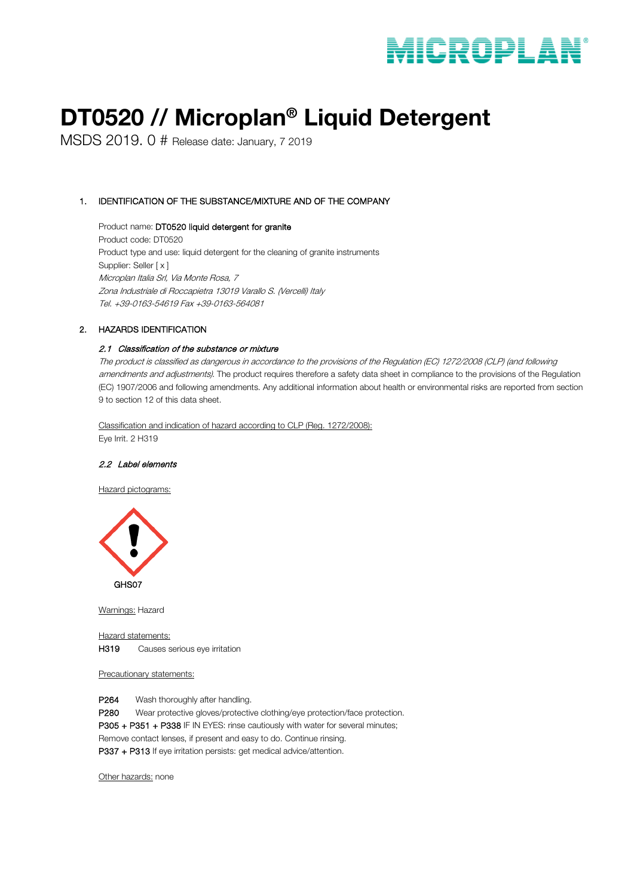# DT0520 // Microplan® Liquid Detergent

MSDS 2019. 0 # Release date: January, 7 2019

## 1. IDENTIFICATION OF THE SUBSTANCE/MIXTURE AND OF THE COMPANY

Product name: **DT0520 liquid detergent for granite**
Product code: DT0520
Product type and use: liquid detergent for the cleaning of granite instruments
Supplier: Seller [ x ]
*Microplan Italia Srl, Via Monte Rosa, 7*
*Zona Industriale di Roccapietra 13019 Varallo S. (Vercelli) Italy*
*Tel. +39-0163-54619 Fax +39-0163-564081*

## 2. HAZARDS IDENTIFICATION

### *2.1 Classification of the substance or mixture*

*The product is classified as dangerous in accordance to the provisions of the Regulation (EC) 1272/2008 (CLP) (and following amendments and adjustments).* The product requires therefore a safety data sheet in compliance to the provisions of the Regulation (EC) 1907/2006 and following amendments. Any additional information about health or environmental risks are reported from section 9 to section 12 of this data sheet.

Classification and indication of hazard according to CLP (Reg. 1272/2008):
Eye Irrit. 2 H319

### *2.2 Label elements*

Hazard pictograms:

GHS07

Warnings: Hazard

Hazard statements:
**H319** Causes serious eye irritation

Precautionary statements:

**P264** Wash thoroughly after handling.
**P280** Wear protective gloves/protective clothing/eye protection/face protection.
**P305 + P351 + P338** IF IN EYES: rinse cautiously with water for several minutes; Remove contact lenses, if present and easy to do. Continue rinsing.
**P337 + P313** If eye irritation persists: get medical advice/attention.

Other hazards: none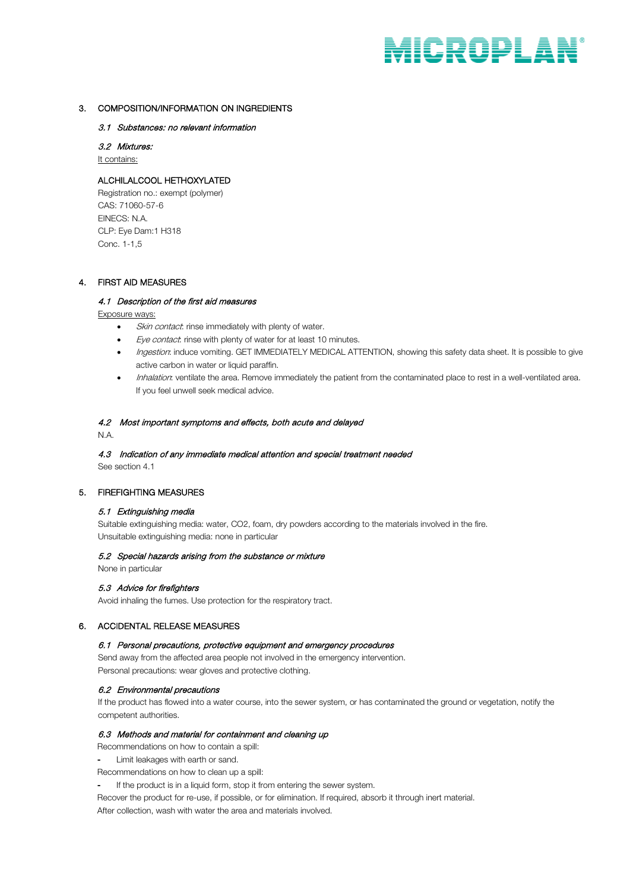## 3. COMPOSITION/INFORMATION ON INGREDIENTS

### *3.1 Substances: no relevant information*

### *3.2 Mixtures:*

It contains:

ALCHILALCOOL HETHOXYLATED
Registration no.: exempt (polymer)
CAS: 71060-57-6
EINECS: N.A.
CLP: Eye Dam:1 H318
Conc. 1-1,5

## 4. FIRST AID MEASURES

### *4.1 Description of the first aid measures*

Exposure ways:

- *Skin contact*: rinse immediately with plenty of water.
- *Eye contact*: rinse with plenty of water for at least 10 minutes.
- *Ingestion*: induce vomiting. GET IMMEDIATELY MEDICAL ATTENTION, showing this safety data sheet. It is possible to give active carbon in water or liquid paraffin.
- *Inhalation*: ventilate the area. Remove immediately the patient from the contaminated place to rest in a well-ventilated area. If you feel unwell seek medical advice.

### *4.2 Most important symptoms and effects, both acute and delayed*

N.A.

### *4.3 Indication of any immediate medical attention and special treatment needed*

See section 4.1

## 5. FIREFIGHTING MEASURES

### *5.1 Extinguishing media*

Suitable extinguishing media: water, CO2, foam, dry powders according to the materials involved in the fire.
Unsuitable extinguishing media: none in particular

### *5.2 Special hazards arising from the substance or mixture*

None in particular

### *5.3 Advice for firefighters*

Avoid inhaling the fumes. Use protection for the respiratory tract.

## 6. ACCIDENTAL RELEASE MEASURES

### *6.1 Personal precautions, protective equipment and emergency procedures*

Send away from the affected area people not involved in the emergency intervention.
Personal precautions: wear gloves and protective clothing.

### *6.2 Environmental precautions*

If the product has flowed into a water course, into the sewer system, or has contaminated the ground or vegetation, notify the competent authorities.

### *6.3 Methods and material for containment and cleaning up*

Recommendations on how to contain a spill:

- Limit leakages with earth or sand.

Recommendations on how to clean up a spill:

- If the product is in a liquid form, stop it from entering the sewer system.

Recover the product for re-use, if possible, or for elimination. If required, absorb it through inert material.
After collection, wash with water the area and materials involved.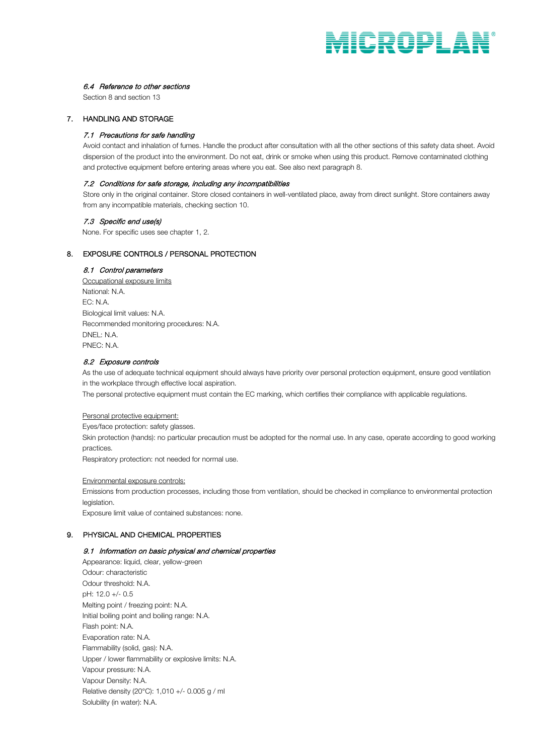### *6.4 Reference to other sections*

Section 8 and section 13

## 7. HANDLING AND STORAGE

### *7.1 Precautions for safe handling*

Avoid contact and inhalation of fumes. Handle the product after consultation with all the other sections of this safety data sheet. Avoid dispersion of the product into the environment. Do not eat, drink or smoke when using this product. Remove contaminated clothing and protective equipment before entering areas where you eat. See also next paragraph 8.

### *7.2 Conditions for safe storage, including any incompatibilities*

Store only in the original container. Store closed containers in well-ventilated place, away from direct sunlight. Store containers away from any incompatible materials, checking section 10.

### *7.3 Specific end use(s)*

None. For specific uses see chapter 1, 2.

## 8. EXPOSURE CONTROLS / PERSONAL PROTECTION

### *8.1 Control parameters*

Occupational exposure limits

National: N.A.

EC: N.A.

Biological limit values: N.A.

Recommended monitoring procedures: N.A.

DNEL: N.A.

PNEC: N.A.

### *8.2 Exposure controls*

As the use of adequate technical equipment should always have priority over personal protection equipment, ensure good ventilation in the workplace through effective local aspiration.

The personal protective equipment must contain the EC marking, which certifies their compliance with applicable regulations.

Personal protective equipment:

Eyes/face protection: safety glasses.

Skin protection (hands): no particular precaution must be adopted for the normal use. In any case, operate according to good working practices.

Respiratory protection: not needed for normal use.

Environmental exposure controls:

Emissions from production processes, including those from ventilation, should be checked in compliance to environmental protection legislation.

Exposure limit value of contained substances: none.

## 9. PHYSICAL AND CHEMICAL PROPERTIES

### *9.1 Information on basic physical and chemical properties*

Appearance: liquid, clear, yellow-green

Odour: characteristic

Odour threshold: N.A.

pH: 12.0 +/- 0.5

Melting point / freezing point: N.A.

Initial boiling point and boiling range: N.A.

Flash point: N.A.

Evaporation rate: N.A.

Flammability (solid, gas): N.A.

Upper / lower flammability or explosive limits: N.A.

Vapour pressure: N.A.

Vapour Density: N.A.

Relative density (20°C): 1,010 +/- 0.005 g / ml

Solubility (in water): N.A.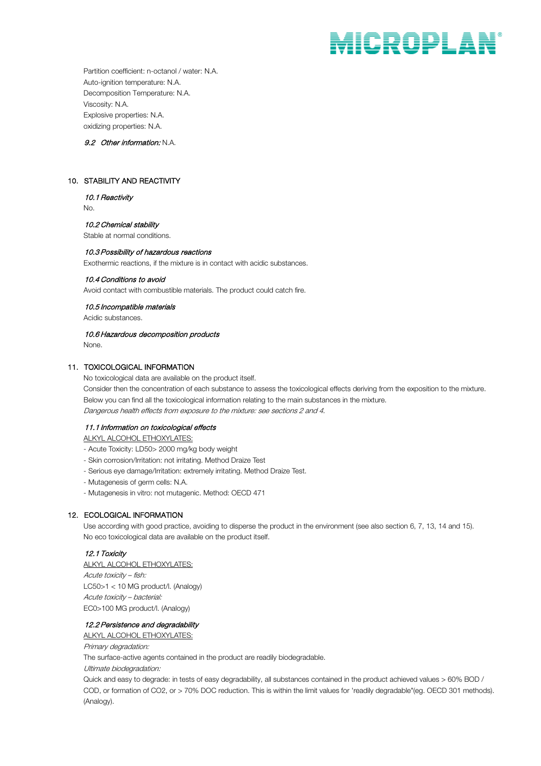Partition coefficient: n-octanol / water: N.A.
Auto-ignition temperature: N.A.
Decomposition Temperature: N.A.
Viscosity: N.A.
Explosive properties: N.A.
oxidizing properties: N.A.

*9.2 Other information:* N.A.

## 10. STABILITY AND REACTIVITY

*10.1 Reactivity*

No.

*10.2 Chemical stability*

Stable at normal conditions.

*10.3 Possibility of hazardous reactions*

Exothermic reactions, if the mixture is in contact with acidic substances.

*10.4 Conditions to avoid*

Avoid contact with combustible materials. The product could catch fire.

*10.5 Incompatible materials*

Acidic substances.

*10.6 Hazardous decomposition products*

None.

## 11. TOXICOLOGICAL INFORMATION

No toxicological data are available on the product itself.
Consider then the concentration of each substance to assess the toxicological effects deriving from the exposition to the mixture.
Below you can find all the toxicological information relating to the main substances in the mixture.
*Dangerous health effects from exposure to the mixture: see sections 2 and 4.*

*11.1 Information on toxicological effects*

ALKYL ALCOHOL ETHOXYLATES:

- Acute Toxicity: LD50> 2000 mg/kg body weight
- Skin corrosion/Irritation: not irritating. Method Draize Test
- Serious eye damage/Irritation: extremely irritating. Method Draize Test.
- Mutagenesis of germ cells: N.A.
- Mutagenesis in vitro: not mutagenic. Method: OECD 471

## 12. ECOLOGICAL INFORMATION

Use according with good practice, avoiding to disperse the product in the environment (see also section 6, 7, 13, 14 and 15).
No eco toxicological data are available on the product itself.

*12.1 Toxicity*

ALKYL ALCOHOL ETHOXYLATES:

*Acute toxicity – fish:*
LC50>1 < 10 MG product/l. (Analogy)
*Acute toxicity – bacterial:*
EC0>100 MG product/l. (Analogy)

*12.2 Persistence and degradability*

ALKYL ALCOHOL ETHOXYLATES:

*Primary degradation:*
The surface-active agents contained in the product are readily biodegradable.
*Ultimate biodegradation:*
Quick and easy to degrade: in tests of easy degradability, all substances contained in the product achieved values > 60% BOD / COD, or formation of CO2, or > 70% DOC reduction. This is within the limit values for 'readily degradable"(eg. OECD 301 methods). (Analogy).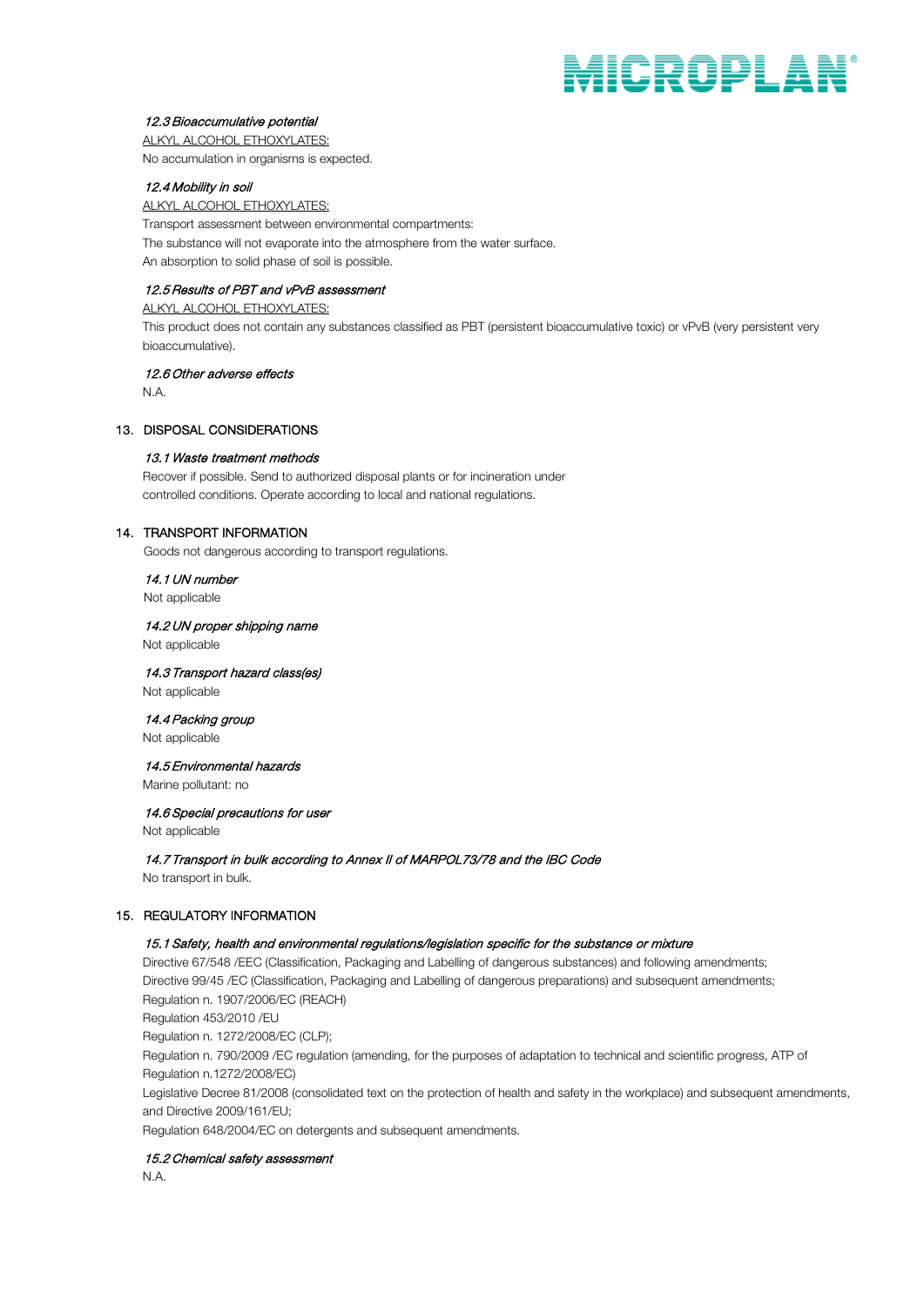### *12.3 Bioaccumulative potential*

ALKYL ALCOHOL ETHOXYLATES:

No accumulation in organisms is expected.

### *12.4 Mobility in soil*

ALKYL ALCOHOL ETHOXYLATES:

Transport assessment between environmental compartments:

The substance will not evaporate into the atmosphere from the water surface.

An absorption to solid phase of soil is possible.

### *12.5 Results of PBT and vPvB assessment*

ALKYL ALCOHOL ETHOXYLATES:

This product does not contain any substances classified as PBT (persistent bioaccumulative toxic) or vPvB (very persistent very bioaccumulative).

### *12.6 Other adverse effects*

N.A.

## 13. DISPOSAL CONSIDERATIONS

### *13.1 Waste treatment methods*

Recover if possible. Send to authorized disposal plants or for incineration under controlled conditions. Operate according to local and national regulations.

## 14. TRANSPORT INFORMATION

Goods not dangerous according to transport regulations.

### *14.1 UN number*

Not applicable

### *14.2 UN proper shipping name*

Not applicable

### *14.3 Transport hazard class(es)*

Not applicable

### *14.4 Packing group*

Not applicable

### *14.5 Environmental hazards*

Marine pollutant: no

### *14.6 Special precautions for user*

Not applicable

### *14.7 Transport in bulk according to Annex II of MARPOL73/78 and the IBC Code*

No transport in bulk.

## 15. REGULATORY INFORMATION

### *15.1 Safety, health and environmental regulations/legislation specific for the substance or mixture*

Directive 67/548 /EEC (Classification, Packaging and Labelling of dangerous substances) and following amendments;

Directive 99/45 /EC (Classification, Packaging and Labelling of dangerous preparations) and subsequent amendments;

Regulation n. 1907/2006/EC (REACH)

Regulation 453/2010 /EU

Regulation n. 1272/2008/EC (CLP);

Regulation n. 790/2009 /EC regulation (amending, for the purposes of adaptation to technical and scientific progress, ATP of Regulation n.1272/2008/EC)

Legislative Decree 81/2008 (consolidated text on the protection of health and safety in the workplace) and subsequent amendments, and Directive 2009/161/EU;

Regulation 648/2004/EC on detergents and subsequent amendments.

### *15.2 Chemical safety assessment*

N.A.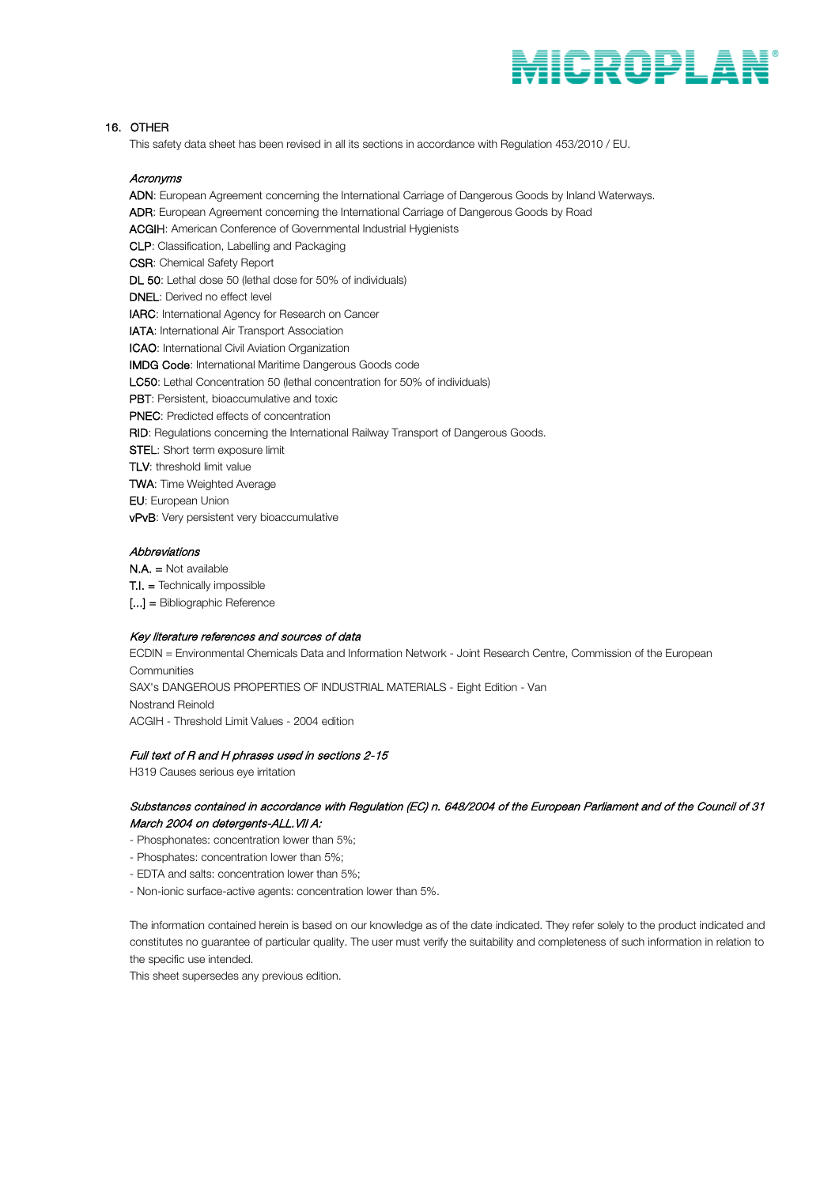## 16. OTHER

This safety data sheet has been revised in all its sections in accordance with Regulation 453/2010 / EU.

*Acronyms*

**ADN**: European Agreement concerning the International Carriage of Dangerous Goods by Inland Waterways.
**ADR**: European Agreement concerning the International Carriage of Dangerous Goods by Road
**ACGIH**: American Conference of Governmental Industrial Hygienists
**CLP**: Classification, Labelling and Packaging
**CSR**: Chemical Safety Report
**DL 50**: Lethal dose 50 (lethal dose for 50% of individuals)
**DNEL**: Derived no effect level
**IARC**: International Agency for Research on Cancer
**IATA**: International Air Transport Association
**ICAO**: International Civil Aviation Organization
**IMDG Code**: International Maritime Dangerous Goods code
**LC50**: Lethal Concentration 50 (lethal concentration for 50% of individuals)
**PBT**: Persistent, bioaccumulative and toxic
**PNEC**: Predicted effects of concentration
**RID**: Regulations concerning the International Railway Transport of Dangerous Goods.
**STEL**: Short term exposure limit
**TLV**: threshold limit value
**TWA**: Time Weighted Average
**EU**: European Union
**vPvB**: Very persistent very bioaccumulative

*Abbreviations*

**N.A.** = Not available
**T.I.** = Technically impossible
**[...]** = Bibliographic Reference

*Key literature references and sources of data*

ECDIN = Environmental Chemicals Data and Information Network - Joint Research Centre, Commission of the European Communities
SAX's DANGEROUS PROPERTIES OF INDUSTRIAL MATERIALS - Eight Edition - Van Nostrand Reinold
ACGIH - Threshold Limit Values - 2004 edition

*Full text of R and H phrases used in sections 2-15*

H319 Causes serious eye irritation

*Substances contained in accordance with Regulation (EC) n. 648/2004 of the European Parliament and of the Council of 31 March 2004 on detergents-ALL.VII A:*

- Phosphonates: concentration lower than 5%;
- Phosphates: concentration lower than 5%;
- EDTA and salts: concentration lower than 5%;
- Non-ionic surface-active agents: concentration lower than 5%.

The information contained herein is based on our knowledge as of the date indicated. They refer solely to the product indicated and constitutes no guarantee of particular quality. The user must verify the suitability and completeness of such information in relation to the specific use intended.
This sheet supersedes any previous edition.